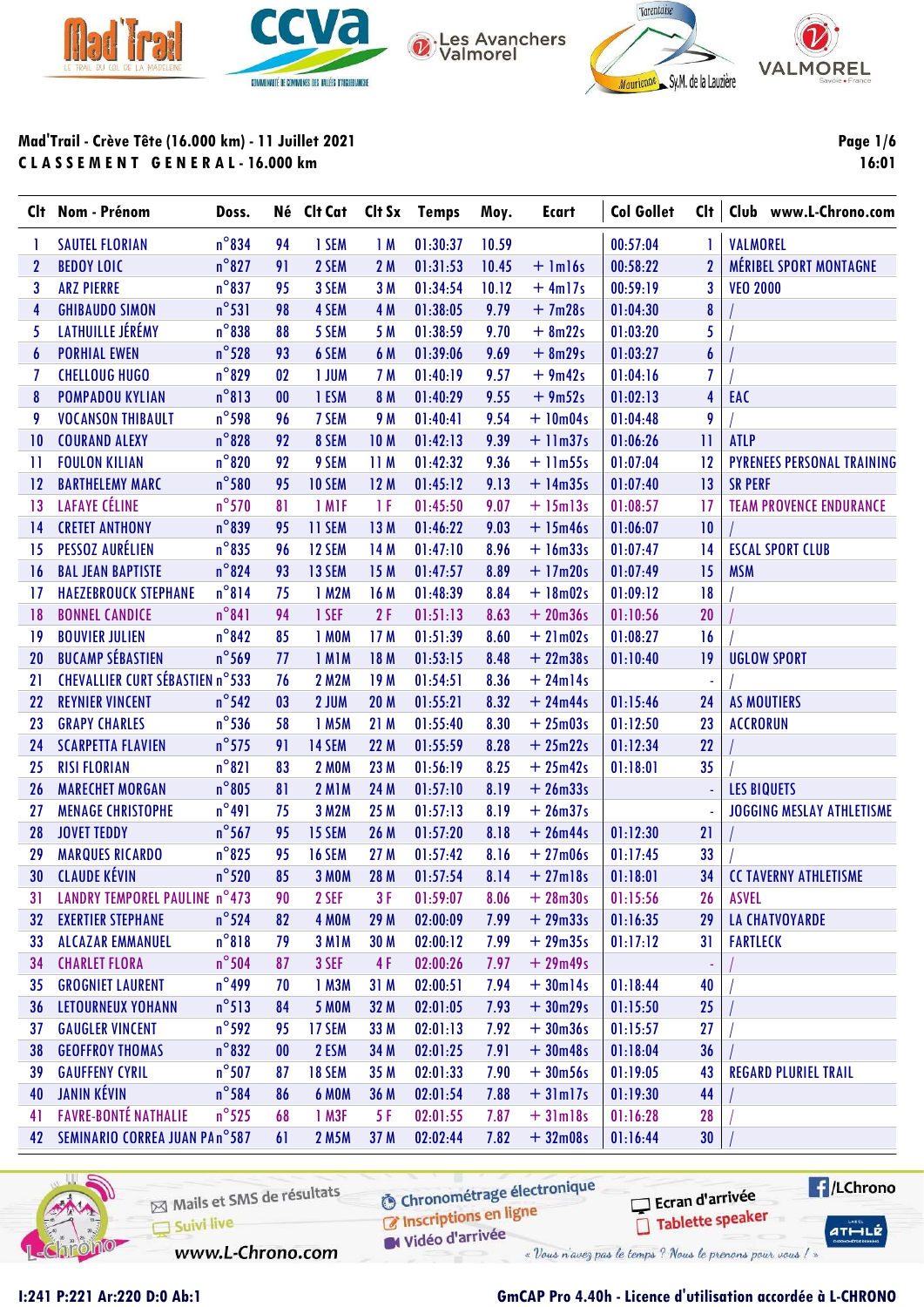# Mad'Trail - Crève Tête (16.000 km) - 11 Juillet 2021

## CLASSEMENT GENERAL - 16.000 km

| Clt | Nom - Prénom | Doss. | Né | Clt Cat | Clt Sx | Temps | Moy. | Ecart | Col Gollet | Clt | Club www.L-Chrono.com |
|---|---|---|---|---|---|---|---|---|---|---|---|
| 1 | SAUTEL FLORIAN | n°834 | 94 | 1 SEM | 1 M | 01:30:37 | 10.59 | | 00:57:04 | 1 | VALMOREL |
| 2 | BEDOY LOIC | n°827 | 91 | 2 SEM | 2 M | 01:31:53 | 10.45 | + 1m16s | 00:58:22 | 2 | MÉRIBEL SPORT MONTAGNE |
| 3 | ARZ PIERRE | n°837 | 95 | 3 SEM | 3 M | 01:34:54 | 10.12 | + 4m17s | 00:59:19 | 3 | VEO 2000 |
| 4 | GHIBAUDO SIMON | n°531 | 98 | 4 SEM | 4 M | 01:38:05 | 9.79 | + 7m28s | 01:04:30 | 8 | / |
| 5 | LATHUILLE JÉRÉMY | n°838 | 88 | 5 SEM | 5 M | 01:38:59 | 9.70 | + 8m22s | 01:03:20 | 5 | / |
| 6 | PORHIAL EWEN | n°528 | 93 | 6 SEM | 6 M | 01:39:06 | 9.69 | + 8m29s | 01:03:27 | 6 | / |
| 7 | CHELLOUG HUGO | n°829 | 02 | 1 JUM | 7 M | 01:40:19 | 9.57 | + 9m42s | 01:04:16 | 7 | / |
| 8 | POMPADOU KYLIAN | n°813 | 00 | 1 ESM | 8 M | 01:40:29 | 9.55 | + 9m52s | 01:02:13 | 4 | EAC |
| 9 | VOCANSON THIBAULT | n°598 | 96 | 7 SEM | 9 M | 01:40:41 | 9.54 | + 10m04s | 01:04:48 | 9 | / |
| 10 | COURAND ALEXY | n°828 | 92 | 8 SEM | 10 M | 01:42:13 | 9.39 | + 11m37s | 01:06:26 | 11 | ATLP |
| 11 | FOULON KILIAN | n°820 | 92 | 9 SEM | 11 M | 01:42:32 | 9.36 | + 11m55s | 01:07:04 | 12 | PYRENEES PERSONAL TRAINING |
| 12 | BARTHELEMY MARC | n°580 | 95 | 10 SEM | 12 M | 01:45:12 | 9.13 | + 14m35s | 01:07:40 | 13 | SR PERF |
| 13 | LAFAYE CÉLINE | n°570 | 81 | 1 M1F | 1 F | 01:45:50 | 9.07 | + 15m13s | 01:08:57 | 17 | TEAM PROVENCE ENDURANCE |
| 14 | CRETET ANTHONY | n°839 | 95 | 11 SEM | 13 M | 01:46:22 | 9.03 | + 15m46s | 01:06:07 | 10 | / |
| 15 | PESSOZ AURÉLIEN | n°835 | 96 | 12 SEM | 14 M | 01:47:10 | 8.96 | + 16m33s | 01:07:47 | 14 | ESCAL SPORT CLUB |
| 16 | BAL JEAN BAPTISTE | n°824 | 93 | 13 SEM | 15 M | 01:47:57 | 8.89 | + 17m20s | 01:07:49 | 15 | MSM |
| 17 | HAEZEBROUCK STEPHANE | n°814 | 75 | 1 M2M | 16 M | 01:48:39 | 8.84 | + 18m02s | 01:09:12 | 18 | / |
| 18 | BONNEL CANDICE | n°841 | 94 | 1 SEF | 2 F | 01:51:13 | 8.63 | + 20m36s | 01:10:56 | 20 | / |
| 19 | BOUVIER JULIEN | n°842 | 85 | 1 M0M | 17 M | 01:51:39 | 8.60 | + 21m02s | 01:08:27 | 16 | / |
| 20 | BUCAMP SÉBASTIEN | n°569 | 77 | 1 M1M | 18 M | 01:53:15 | 8.48 | + 22m38s | 01:10:40 | 19 | UGLOW SPORT |
| 21 | CHEVALLIER CURT SÉBASTIEN | n°533 | 76 | 2 M2M | 19 M | 01:54:51 | 8.36 | + 24m14s | | - | / |
| 22 | REYNIER VINCENT | n°542 | 03 | 2 JUM | 20 M | 01:55:21 | 8.32 | + 24m44s | 01:15:46 | 24 | AS MOUTIERS |
| 23 | GRAPY CHARLES | n°536 | 58 | 1 M5M | 21 M | 01:55:40 | 8.30 | + 25m03s | 01:12:50 | 23 | ACCRORUN |
| 24 | SCARPETTA FLAVIEN | n°575 | 91 | 14 SEM | 22 M | 01:55:59 | 8.28 | + 25m22s | 01:12:34 | 22 | / |
| 25 | RISI FLORIAN | n°821 | 83 | 2 M0M | 23 M | 01:56:19 | 8.25 | + 25m42s | 01:18:01 | 35 | / |
| 26 | MARECHET MORGAN | n°805 | 81 | 2 M1M | 24 M | 01:57:10 | 8.19 | + 26m33s | | - | LES BIQUETS |
| 27 | MENAGE CHRISTOPHE | n°491 | 75 | 3 M2M | 25 M | 01:57:13 | 8.19 | + 26m37s | | - | JOGGING MESLAY ATHLETISME |
| 28 | JOVET TEDDY | n°567 | 95 | 15 SEM | 26 M | 01:57:20 | 8.18 | + 26m44s | 01:12:30 | 21 | / |
| 29 | MARQUES RICARDO | n°825 | 95 | 16 SEM | 27 M | 01:57:42 | 8.16 | + 27m06s | 01:17:45 | 33 | / |
| 30 | CLAUDE KÉVIN | n°520 | 85 | 3 M0M | 28 M | 01:57:54 | 8.14 | + 27m18s | 01:18:01 | 34 | CC TAVERNY ATHLETISME |
| 31 | LANDRY TEMPOREL PAULINE | n°473 | 90 | 2 SEF | 3 F | 01:59:07 | 8.06 | + 28m30s | 01:15:56 | 26 | ASVEL |
| 32 | EXERTIER STEPHANE | n°524 | 82 | 4 M0M | 29 M | 02:00:09 | 7.99 | + 29m33s | 01:16:35 | 29 | LA CHATVOYARDE |
| 33 | ALCAZAR EMMANUEL | n°818 | 79 | 3 M1M | 30 M | 02:00:12 | 7.99 | + 29m35s | 01:17:12 | 31 | FARTLECK |
| 34 | CHARLET FLORA | n°504 | 87 | 3 SEF | 4 F | 02:00:26 | 7.97 | + 29m49s | | - | / |
| 35 | GROGNIET LAURENT | n°499 | 70 | 1 M3M | 31 M | 02:00:51 | 7.94 | + 30m14s | 01:18:44 | 40 | / |
| 36 | LETOURNEUX YOHANN | n°513 | 84 | 5 M0M | 32 M | 02:01:05 | 7.93 | + 30m29s | 01:15:50 | 25 | / |
| 37 | GAUGLER VINCENT | n°592 | 95 | 17 SEM | 33 M | 02:01:13 | 7.92 | + 30m36s | 01:15:57 | 27 | / |
| 38 | GEOFFROY THOMAS | n°832 | 00 | 2 ESM | 34 M | 02:01:25 | 7.91 | + 30m48s | 01:18:04 | 36 | / |
| 39 | GAUFFENY CYRIL | n°507 | 87 | 18 SEM | 35 M | 02:01:33 | 7.90 | + 30m56s | 01:19:05 | 43 | REGARD PLURIEL TRAIL |
| 40 | JANIN KÉVIN | n°584 | 86 | 6 M0M | 36 M | 02:01:54 | 7.88 | + 31m17s | 01:19:30 | 44 | / |
| 41 | FAVRE-BONTÉ NATHALIE | n°525 | 68 | 1 M3F | 5 F | 02:01:55 | 7.87 | + 31m18s | 01:16:28 | 28 | / |
| 42 | SEMINARIO CORREA JUAN PA | n°587 | 61 | 2 M5M | 37 M | 02:02:44 | 7.82 | + 32m08s | 01:16:44 | 30 | / |

I:241 P:221 Ar:220 D:0 Ab:1

GmCAP Pro 4.40h - Licence d'utilisation accordée à L-CHRONO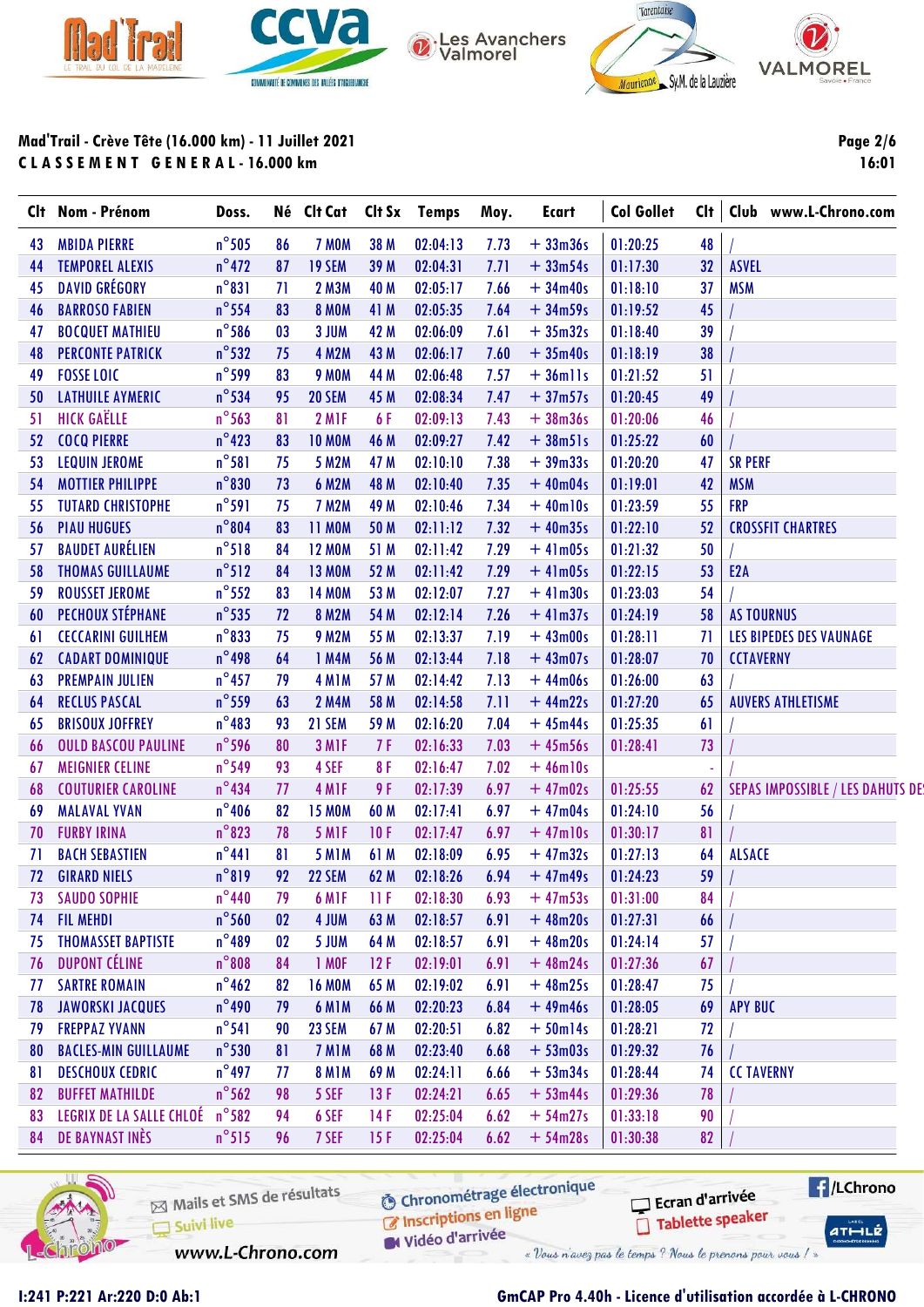## Mad'Trail - Crève Tête (16.000 km) - 11 Juillet 2021

**CLASSEMENT GENERAL - 16.000 km**

16:01

| Clt | Nom - Prénom | Doss. | Né | Clt Cat | Clt Sx | Temps | Moy. | Ecart | Col Gollet | Clt | Club www.L-Chrono.com |
|---|---|---|---|---|---|---|---|---|---|---|---|
| 43 | MBIDA PIERRE | n°505 | 86 | 7 M0M | 38 M | 02:04:13 | 7.73 | + 33m36s | 01:20:25 | 48 | / |
| 44 | TEMPOREL ALEXIS | n°472 | 87 | 19 SEM | 39 M | 02:04:31 | 7.71 | + 33m54s | 01:17:30 | 32 | ASVEL |
| 45 | DAVID GRÉGORY | n°831 | 71 | 2 M3M | 40 M | 02:05:17 | 7.66 | + 34m40s | 01:18:10 | 37 | MSM |
| 46 | BARROSO FABIEN | n°554 | 83 | 8 M0M | 41 M | 02:05:35 | 7.64 | + 34m59s | 01:19:52 | 45 | / |
| 47 | BOCQUET MATHIEU | n°586 | 03 | 3 JUM | 42 M | 02:06:09 | 7.61 | + 35m32s | 01:18:40 | 39 | / |
| 48 | PERCONTE PATRICK | n°532 | 75 | 4 M2M | 43 M | 02:06:17 | 7.60 | + 35m40s | 01:18:19 | 38 | / |
| 49 | FOSSE LOIC | n°599 | 83 | 9 M0M | 44 M | 02:06:48 | 7.57 | + 36m11s | 01:21:52 | 51 | / |
| 50 | LATHUILE AYMERIC | n°534 | 95 | 20 SEM | 45 M | 02:08:34 | 7.47 | + 37m57s | 01:20:45 | 49 | / |
| 51 | HICK GAËLLE | n°563 | 81 | 2 M1F | 6 F | 02:09:13 | 7.43 | + 38m36s | 01:20:06 | 46 | / |
| 52 | COCQ PIERRE | n°423 | 83 | 10 M0M | 46 M | 02:09:27 | 7.42 | + 38m51s | 01:25:22 | 60 | / |
| 53 | LEQUIN JEROME | n°581 | 75 | 5 M2M | 47 M | 02:10:10 | 7.38 | + 39m33s | 01:20:20 | 47 | SR PERF |
| 54 | MOTTIER PHILIPPE | n°830 | 73 | 6 M2M | 48 M | 02:10:40 | 7.35 | + 40m04s | 01:19:01 | 42 | MSM |
| 55 | TUTARD CHRISTOPHE | n°591 | 75 | 7 M2M | 49 M | 02:10:46 | 7.34 | + 40m10s | 01:23:59 | 55 | FRP |
| 56 | PIAU HUGUES | n°804 | 83 | 11 M0M | 50 M | 02:11:12 | 7.32 | + 40m35s | 01:22:10 | 52 | CROSSFIT CHARTRES |
| 57 | BAUDET AURÉLIEN | n°518 | 84 | 12 M0M | 51 M | 02:11:42 | 7.29 | + 41m05s | 01:21:32 | 50 | / |
| 58 | THOMAS GUILLAUME | n°512 | 84 | 13 M0M | 52 M | 02:11:42 | 7.29 | + 41m05s | 01:22:15 | 53 | E2A |
| 59 | ROUSSET JEROME | n°552 | 83 | 14 M0M | 53 M | 02:12:07 | 7.27 | + 41m30s | 01:23:03 | 54 | / |
| 60 | PECHOUX STÉPHANE | n°535 | 72 | 8 M2M | 54 M | 02:12:14 | 7.26 | + 41m37s | 01:24:19 | 58 | AS TOURNUS |
| 61 | CECCARINI GUILHEM | n°833 | 75 | 9 M2M | 55 M | 02:13:37 | 7.19 | + 43m00s | 01:28:11 | 71 | LES BIPEDES DES VAUNAGE |
| 62 | CADART DOMINIQUE | n°498 | 64 | 1 M4M | 56 M | 02:13:44 | 7.18 | + 43m07s | 01:28:07 | 70 | CCTAVERNY |
| 63 | PREMPAIN JULIEN | n°457 | 79 | 4 M1M | 57 M | 02:14:42 | 7.13 | + 44m06s | 01:26:00 | 63 | / |
| 64 | RECLUS PASCAL | n°559 | 63 | 2 M4M | 58 M | 02:14:58 | 7.11 | + 44m22s | 01:27:20 | 65 | AUVERS ATHLETISME |
| 65 | BRISOUX JOFFREY | n°483 | 93 | 21 SEM | 59 M | 02:16:20 | 7.04 | + 45m44s | 01:25:35 | 61 | / |
| 66 | OULD BASCOU PAULINE | n°596 | 80 | 3 M1F | 7 F | 02:16:33 | 7.03 | + 45m56s | 01:28:41 | 73 | / |
| 67 | MEIGNIER CELINE | n°549 | 93 | 4 SEF | 8 F | 02:16:47 | 7.02 | + 46m10s | | - | / |
| 68 | COUTURIER CAROLINE | n°434 | 77 | 4 M1F | 9 F | 02:17:39 | 6.97 | + 47m02s | 01:25:55 | 62 | SEPAS IMPOSSIBLE / LES DAHUTS DE |
| 69 | MALAVAL YVAN | n°406 | 82 | 15 M0M | 60 M | 02:17:41 | 6.97 | + 47m04s | 01:24:10 | 56 | / |
| 70 | FURBY IRINA | n°823 | 78 | 5 M1F | 10 F | 02:17:47 | 6.97 | + 47m10s | 01:30:17 | 81 | / |
| 71 | BACH SEBASTIEN | n°441 | 81 | 5 M1M | 61 M | 02:18:09 | 6.95 | + 47m32s | 01:27:13 | 64 | ALSACE |
| 72 | GIRARD NIELS | n°819 | 92 | 22 SEM | 62 M | 02:18:26 | 6.94 | + 47m49s | 01:24:23 | 59 | / |
| 73 | SAUDO SOPHIE | n°440 | 79 | 6 M1F | 11 F | 02:18:30 | 6.93 | + 47m53s | 01:31:00 | 84 | / |
| 74 | FIL MEHDI | n°560 | 02 | 4 JUM | 63 M | 02:18:57 | 6.91 | + 48m20s | 01:27:31 | 66 | / |
| 75 | THOMASSET BAPTISTE | n°489 | 02 | 5 JUM | 64 M | 02:18:57 | 6.91 | + 48m20s | 01:24:14 | 57 | / |
| 76 | DUPONT CÉLINE | n°808 | 84 | 1 M0F | 12 F | 02:19:01 | 6.91 | + 48m24s | 01:27:36 | 67 | / |
| 77 | SARTRE ROMAIN | n°462 | 82 | 16 M0M | 65 M | 02:19:02 | 6.91 | + 48m25s | 01:28:47 | 75 | / |
| 78 | JAWORSKI JACQUES | n°490 | 79 | 6 M1M | 66 M | 02:20:23 | 6.84 | + 49m46s | 01:28:05 | 69 | APY BUC |
| 79 | FREPPAZ YVANN | n°541 | 90 | 23 SEM | 67 M | 02:20:51 | 6.82 | + 50m14s | 01:28:21 | 72 | / |
| 80 | BACLES-MIN GUILLAUME | n°530 | 81 | 7 M1M | 68 M | 02:23:40 | 6.68 | + 53m03s | 01:29:32 | 76 | / |
| 81 | DESCHOUX CEDRIC | n°497 | 77 | 8 M1M | 69 M | 02:24:11 | 6.66 | + 53m34s | 01:28:44 | 74 | CC TAVERNY |
| 82 | BUFFET MATHILDE | n°562 | 98 | 5 SEF | 13 F | 02:24:21 | 6.65 | + 53m44s | 01:29:36 | 78 | / |
| 83 | LEGRIX DE LA SALLE CHLOÉ | n°582 | 94 | 6 SEF | 14 F | 02:25:04 | 6.62 | + 54m27s | 01:33:18 | 90 | / |
| 84 | DE BAYNAST INÈS | n°515 | 96 | 7 SEF | 15 F | 02:25:04 | 6.62 | + 54m28s | 01:30:38 | 82 | / |

I:241 P:221 Ar:220 D:0 Ab:1

GmCAP Pro 4.40h - Licence d'utilisation accordée à L-CHRONO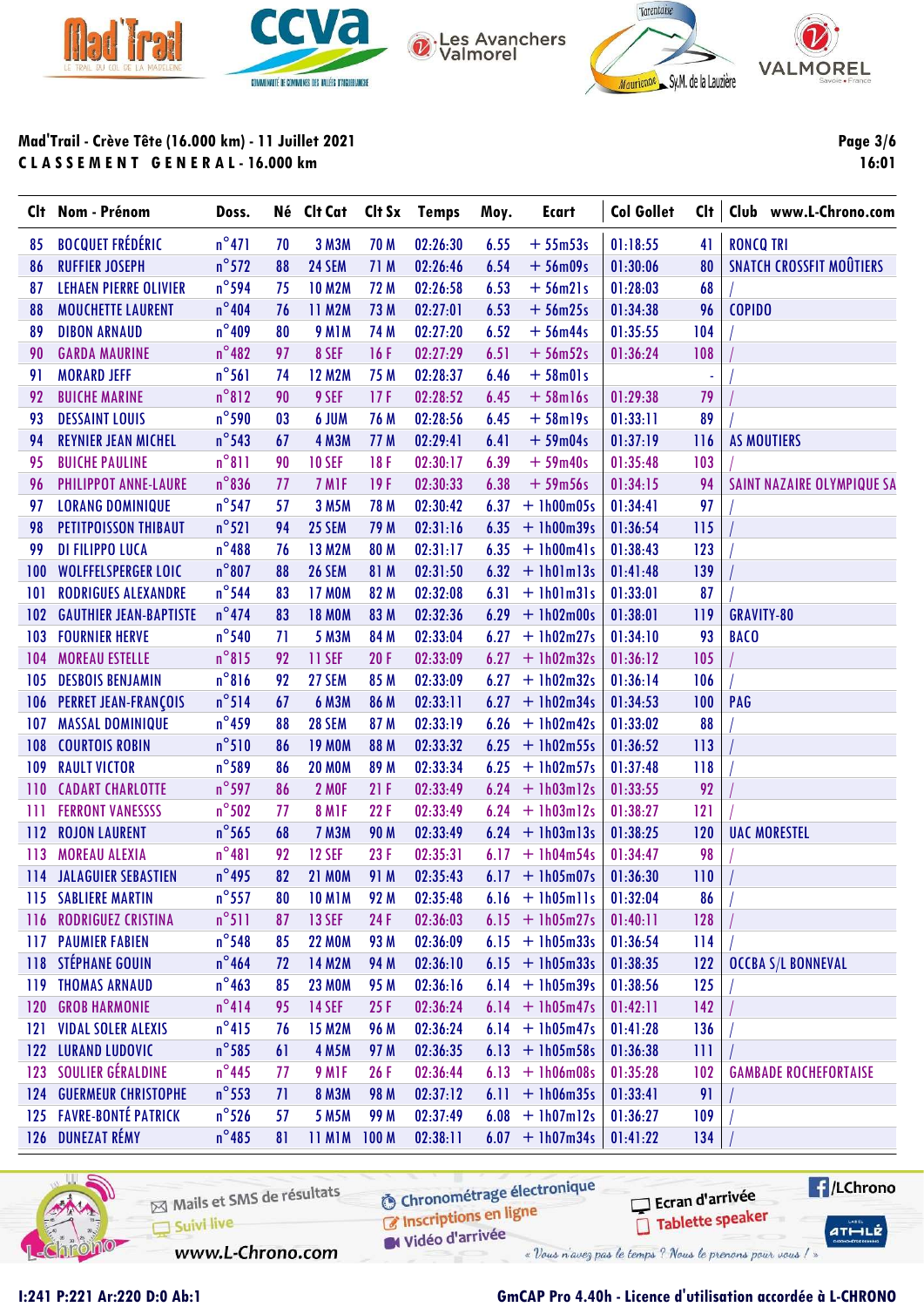## Mad'Trail - Crève Tête (16.000 km) - 11 Juillet 2021

**CLASSEMENT GENERAL - 16.000 km**

16:01

| Clt | Nom - Prénom | Doss. | Né | Clt Cat | Clt Sx | Temps | Moy. | Ecart | Col Gollet | Clt | Club www.L-Chrono.com |
|---|---|---|---|---|---|---|---|---|---|---|---|
| 85 | BOCQUET FRÉDÉRIC | n°471 | 70 | 3 M3M | 70 M | 02:26:30 | 6.55 | + 55m53s | 01:18:55 | 41 | RONCQ TRI |
| 86 | RUFFIER JOSEPH | n°572 | 88 | 24 SEM | 71 M | 02:26:46 | 6.54 | + 56m09s | 01:30:06 | 80 | SNATCH CROSSFIT MOÛTIERS |
| 87 | LEHAEN PIERRE OLIVIER | n°594 | 75 | 10 M2M | 72 M | 02:26:58 | 6.53 | + 56m21s | 01:28:03 | 68 | / |
| 88 | MOUCHETTE LAURENT | n°404 | 76 | 11 M2M | 73 M | 02:27:01 | 6.53 | + 56m25s | 01:34:38 | 96 | COPIDO |
| 89 | DIBON ARNAUD | n°409 | 80 | 9 M1M | 74 M | 02:27:20 | 6.52 | + 56m44s | 01:35:55 | 104 | / |
| 90 | GARDA MAURINE | n°482 | 97 | 8 SEF | 16 F | 02:27:29 | 6.51 | + 56m52s | 01:36:24 | 108 | / |
| 91 | MORARD JEFF | n°561 | 74 | 12 M2M | 75 M | 02:28:37 | 6.46 | + 58m01s | | - | / |
| 92 | BUICHE MARINE | n°812 | 90 | 9 SEF | 17 F | 02:28:52 | 6.45 | + 58m16s | 01:29:38 | 79 | / |
| 93 | DESSAINT LOUIS | n°590 | 03 | 6 JUM | 76 M | 02:28:56 | 6.45 | + 58m19s | 01:33:11 | 89 | / |
| 94 | REYNIER JEAN MICHEL | n°543 | 67 | 4 M3M | 77 M | 02:29:41 | 6.41 | + 59m04s | 01:37:19 | 116 | AS MOUTIERS |
| 95 | BUICHE PAULINE | n°811 | 90 | 10 SEF | 18 F | 02:30:17 | 6.39 | + 59m40s | 01:35:48 | 103 | / |
| 96 | PHILIPPOT ANNE-LAURE | n°836 | 77 | 7 M1F | 19 F | 02:30:33 | 6.38 | + 59m56s | 01:34:15 | 94 | SAINT NAZAIRE OLYMPIQUE SA |
| 97 | LORANG DOMINIQUE | n°547 | 57 | 3 M5M | 78 M | 02:30:42 | 6.37 | + 1h00m05s | 01:34:41 | 97 | / |
| 98 | PETITPOISSON THIBAUT | n°521 | 94 | 25 SEM | 79 M | 02:31:16 | 6.35 | + 1h00m39s | 01:36:54 | 115 | / |
| 99 | DI FILIPPO LUCA | n°488 | 76 | 13 M2M | 80 M | 02:31:17 | 6.35 | + 1h00m41s | 01:38:43 | 123 | / |
| 100 | WOLFFELSPERGER LOIC | n°807 | 88 | 26 SEM | 81 M | 02:31:50 | 6.32 | + 1h01m13s | 01:41:48 | 139 | / |
| 101 | RODRIGUES ALEXANDRE | n°544 | 83 | 17 M0M | 82 M | 02:32:08 | 6.31 | + 1h01m31s | 01:33:01 | 87 | / |
| 102 | GAUTHIER JEAN-BAPTISTE | n°474 | 83 | 18 M0M | 83 M | 02:32:36 | 6.29 | + 1h02m00s | 01:38:01 | 119 | GRAVITY-80 |
| 103 | FOURNIER HERVE | n°540 | 71 | 5 M3M | 84 M | 02:33:04 | 6.27 | + 1h02m27s | 01:34:10 | 93 | BACO |
| 104 | MOREAU ESTELLE | n°815 | 92 | 11 SEF | 20 F | 02:33:09 | 6.27 | + 1h02m32s | 01:36:12 | 105 | / |
| 105 | DESBOIS BENJAMIN | n°816 | 92 | 27 SEM | 85 M | 02:33:09 | 6.27 | + 1h02m32s | 01:36:14 | 106 | / |
| 106 | PERRET JEAN-FRANÇOIS | n°514 | 67 | 6 M3M | 86 M | 02:33:11 | 6.27 | + 1h02m34s | 01:34:53 | 100 | PAG |
| 107 | MASSAL DOMINIQUE | n°459 | 88 | 28 SEM | 87 M | 02:33:19 | 6.26 | + 1h02m42s | 01:33:02 | 88 | / |
| 108 | COURTOIS ROBIN | n°510 | 86 | 19 M0M | 88 M | 02:33:32 | 6.25 | + 1h02m55s | 01:36:52 | 113 | / |
| 109 | RAULT VICTOR | n°589 | 86 | 20 M0M | 89 M | 02:33:34 | 6.25 | + 1h02m57s | 01:37:48 | 118 | / |
| 110 | CADART CHARLOTTE | n°597 | 86 | 2 M0F | 21 F | 02:33:49 | 6.24 | + 1h03m12s | 01:33:55 | 92 | / |
| 111 | FERRONT VANESSSS | n°502 | 77 | 8 M1F | 22 F | 02:33:49 | 6.24 | + 1h03m12s | 01:38:27 | 121 | / |
| 112 | ROJON LAURENT | n°565 | 68 | 7 M3M | 90 M | 02:33:49 | 6.24 | + 1h03m13s | 01:38:25 | 120 | UAC MORESTEL |
| 113 | MOREAU ALEXIA | n°481 | 92 | 12 SEF | 23 F | 02:35:31 | 6.17 | + 1h04m54s | 01:34:47 | 98 | / |
| 114 | JALAGUIER SEBASTIEN | n°495 | 82 | 21 M0M | 91 M | 02:35:43 | 6.17 | + 1h05m07s | 01:36:30 | 110 | / |
| 115 | SABLIERE MARTIN | n°557 | 80 | 10 M1M | 92 M | 02:35:48 | 6.16 | + 1h05m11s | 01:32:04 | 86 | / |
| 116 | RODRIGUEZ CRISTINA | n°511 | 87 | 13 SEF | 24 F | 02:36:03 | 6.15 | + 1h05m27s | 01:40:11 | 128 | / |
| 117 | PAUMIER FABIEN | n°548 | 85 | 22 M0M | 93 M | 02:36:09 | 6.15 | + 1h05m33s | 01:36:54 | 114 | / |
| 118 | STÉPHANE GOUIN | n°464 | 72 | 14 M2M | 94 M | 02:36:10 | 6.15 | + 1h05m33s | 01:38:35 | 122 | OCCBA S/L BONNEVAL |
| 119 | THOMAS ARNAUD | n°463 | 85 | 23 M0M | 95 M | 02:36:16 | 6.14 | + 1h05m39s | 01:38:56 | 125 | / |
| 120 | GROB HARMONIE | n°414 | 95 | 14 SEF | 25 F | 02:36:24 | 6.14 | + 1h05m47s | 01:42:11 | 142 | / |
| 121 | VIDAL SOLER ALEXIS | n°415 | 76 | 15 M2M | 96 M | 02:36:24 | 6.14 | + 1h05m47s | 01:41:28 | 136 | / |
| 122 | LURAND LUDOVIC | n°585 | 61 | 4 M5M | 97 M | 02:36:35 | 6.13 | + 1h05m58s | 01:36:38 | 111 | / |
| 123 | SOULIER GÉRALDINE | n°445 | 77 | 9 M1F | 26 F | 02:36:44 | 6.13 | + 1h06m08s | 01:35:28 | 102 | GAMBADE ROCHEFORTAISE |
| 124 | GUERMEUR CHRISTOPHE | n°553 | 71 | 8 M3M | 98 M | 02:37:12 | 6.11 | + 1h06m35s | 01:33:41 | 91 | / |
| 125 | FAVRE-BONTÉ PATRICK | n°526 | 57 | 5 M5M | 99 M | 02:37:49 | 6.08 | + 1h07m12s | 01:36:27 | 109 | / |
| 126 | DUNEZAT RÉMY | n°485 | 81 | 11 M1M | 100 M | 02:38:11 | 6.07 | + 1h07m34s | 01:41:22 | 134 | / |

I:241 P:221 Ar:220 D:0 Ab:1

GmCAP Pro 4.40h - Licence d'utilisation accordée à L-CHRONO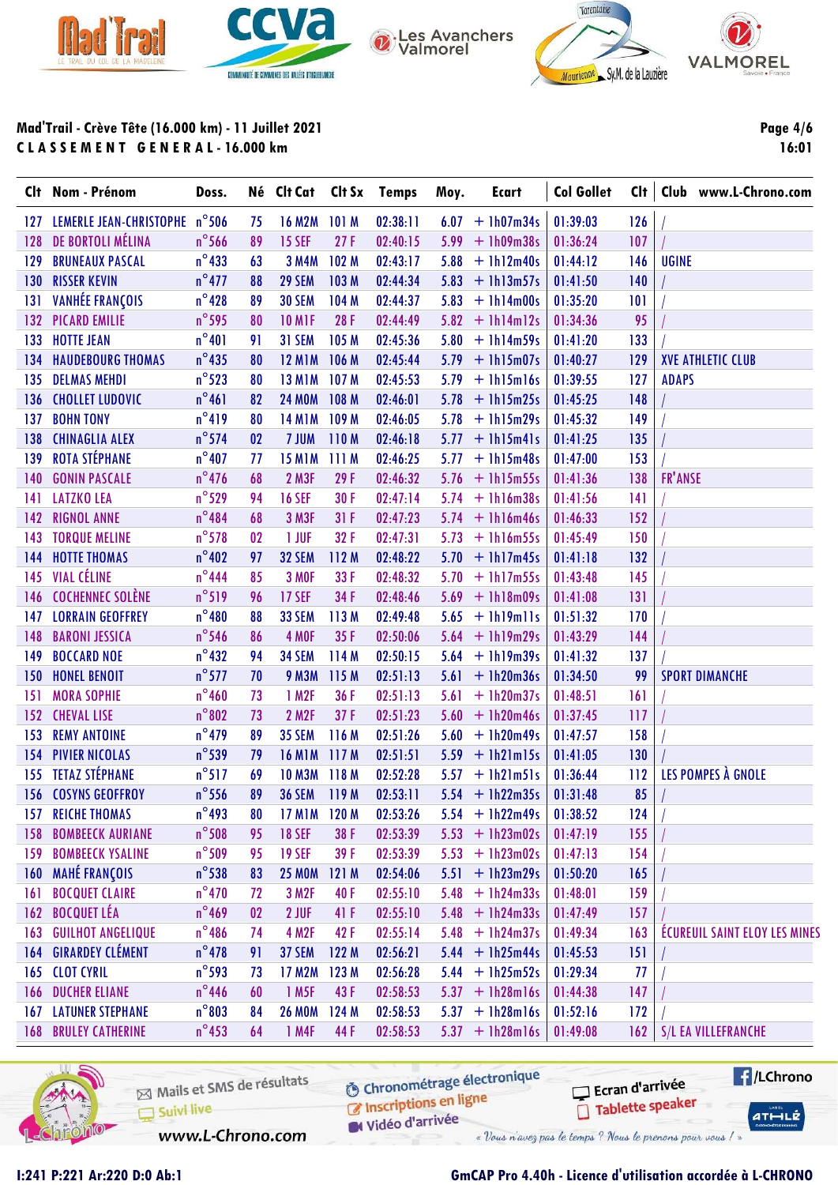Mad'Trail - Crève Tête (16.000 km) - 11 Juillet 2021

CLASSEMENT GENERAL - 16.000 km

| Clt | Nom - Prénom | Doss. | Né | Clt Cat | Clt Sx | Temps | Moy. | Ecart | Col Gollet | Clt | Club www.L-Chrono.com |
|---|---|---|---|---|---|---|---|---|---|---|---|
| 127 | LEMERLE JEAN-CHRISTOPHE | n°506 | 75 | 16 M2M | 101 M | 02:38:11 | 6.07 | + 1h07m34s | 01:39:03 | 126 | / |
| 128 | DE BORTOLI MÉLINA | n°566 | 89 | 15 SEF | 27 F | 02:40:15 | 5.99 | + 1h09m38s | 01:36:24 | 107 | / |
| 129 | BRUNEAUX PASCAL | n°433 | 63 | 3 M4M | 102 M | 02:43:17 | 5.88 | + 1h12m40s | 01:44:12 | 146 | UGINE |
| 130 | RISSER KEVIN | n°477 | 88 | 29 SEM | 103 M | 02:44:34 | 5.83 | + 1h13m57s | 01:41:50 | 140 | / |
| 131 | VANHÉE FRANÇOIS | n°428 | 89 | 30 SEM | 104 M | 02:44:37 | 5.83 | + 1h14m00s | 01:35:20 | 101 | / |
| 132 | PICARD EMILIE | n°595 | 80 | 10 M1F | 28 F | 02:44:49 | 5.82 | + 1h14m12s | 01:34:36 | 95 | / |
| 133 | HOTTE JEAN | n°401 | 91 | 31 SEM | 105 M | 02:45:36 | 5.80 | + 1h14m59s | 01:41:20 | 133 | / |
| 134 | HAUDEBOURG THOMAS | n°435 | 80 | 12 M1M | 106 M | 02:45:44 | 5.79 | + 1h15m07s | 01:40:27 | 129 | XVE ATHLETIC CLUB |
| 135 | DELMAS MEHDI | n°523 | 80 | 13 M1M | 107 M | 02:45:53 | 5.79 | + 1h15m16s | 01:39:55 | 127 | ADAPS |
| 136 | CHOLLET LUDOVIC | n°461 | 82 | 24 M0M | 108 M | 02:46:01 | 5.78 | + 1h15m25s | 01:45:25 | 148 | / |
| 137 | BOHN TONY | n°419 | 80 | 14 M1M | 109 M | 02:46:05 | 5.78 | + 1h15m29s | 01:45:32 | 149 | / |
| 138 | CHINAGLIA ALEX | n°574 | 02 | 7 JUM | 110 M | 02:46:18 | 5.77 | + 1h15m41s | 01:41:25 | 135 | / |
| 139 | ROTA STÉPHANE | n°407 | 77 | 15 M1M | 111 M | 02:46:25 | 5.77 | + 1h15m48s | 01:47:00 | 153 | / |
| 140 | GONIN PASCALE | n°476 | 68 | 2 M3F | 29 F | 02:46:32 | 5.76 | + 1h15m55s | 01:41:36 | 138 | FR'ANSE |
| 141 | LATZKO LEA | n°529 | 94 | 16 SEF | 30 F | 02:47:14 | 5.74 | + 1h16m38s | 01:41:56 | 141 | / |
| 142 | RIGNOL ANNE | n°484 | 68 | 3 M3F | 31 F | 02:47:23 | 5.74 | + 1h16m46s | 01:46:33 | 152 | / |
| 143 | TORQUE MELINE | n°578 | 02 | 1 JUF | 32 F | 02:47:31 | 5.73 | + 1h16m55s | 01:45:49 | 150 | / |
| 144 | HOTTE THOMAS | n°402 | 97 | 32 SEM | 112 M | 02:48:22 | 5.70 | + 1h17m45s | 01:41:18 | 132 | / |
| 145 | VIAL CÉLINE | n°444 | 85 | 3 M0F | 33 F | 02:48:32 | 5.70 | + 1h17m55s | 01:43:48 | 145 | / |
| 146 | COCHENNEC SOLÈNE | n°519 | 96 | 17 SEF | 34 F | 02:48:46 | 5.69 | + 1h18m09s | 01:41:08 | 131 | / |
| 147 | LORRAIN GEOFFREY | n°480 | 88 | 33 SEM | 113 M | 02:49:48 | 5.65 | + 1h19m11s | 01:51:32 | 170 | / |
| 148 | BARONI JESSICA | n°546 | 86 | 4 M0F | 35 F | 02:50:06 | 5.64 | + 1h19m29s | 01:43:29 | 144 | / |
| 149 | BOCCARD NOE | n°432 | 94 | 34 SEM | 114 M | 02:50:15 | 5.64 | + 1h19m39s | 01:41:32 | 137 | / |
| 150 | HONEL BENOIT | n°577 | 70 | 9 M3M | 115 M | 02:51:13 | 5.61 | + 1h20m36s | 01:34:50 | 99 | SPORT DIMANCHE |
| 151 | MORA SOPHIE | n°460 | 73 | 1 M2F | 36 F | 02:51:13 | 5.61 | + 1h20m37s | 01:48:51 | 161 | / |
| 152 | CHEVAL LISE | n°802 | 73 | 2 M2F | 37 F | 02:51:23 | 5.60 | + 1h20m46s | 01:37:45 | 117 | / |
| 153 | REMY ANTOINE | n°479 | 89 | 35 SEM | 116 M | 02:51:26 | 5.60 | + 1h20m49s | 01:47:57 | 158 | / |
| 154 | PIVIER NICOLAS | n°539 | 79 | 16 M1M | 117 M | 02:51:51 | 5.59 | + 1h21m15s | 01:41:05 | 130 | / |
| 155 | TETAZ STÉPHANE | n°517 | 69 | 10 M3M | 118 M | 02:52:28 | 5.57 | + 1h21m51s | 01:36:44 | 112 | LES POMPES À GNOLE |
| 156 | COSYNS GEOFFROY | n°556 | 89 | 36 SEM | 119 M | 02:53:11 | 5.54 | + 1h22m35s | 01:31:48 | 85 | / |
| 157 | REICHE THOMAS | n°493 | 80 | 17 M1M | 120 M | 02:53:26 | 5.54 | + 1h22m49s | 01:38:52 | 124 | / |
| 158 | BOMBEECK AURIANE | n°508 | 95 | 18 SEF | 38 F | 02:53:39 | 5.53 | + 1h23m02s | 01:47:19 | 155 | / |
| 159 | BOMBEECK YSALINE | n°509 | 95 | 19 SEF | 39 F | 02:53:39 | 5.53 | + 1h23m02s | 01:47:13 | 154 | / |
| 160 | MAHÉ FRANÇOIS | n°538 | 83 | 25 M0M | 121 M | 02:54:06 | 5.51 | + 1h23m29s | 01:50:20 | 165 | / |
| 161 | BOCQUET CLAIRE | n°470 | 72 | 3 M2F | 40 F | 02:55:10 | 5.48 | + 1h24m33s | 01:48:01 | 159 | / |
| 162 | BOCQUET LÉA | n°469 | 02 | 2 JUF | 41 F | 02:55:10 | 5.48 | + 1h24m33s | 01:47:49 | 157 | / |
| 163 | GUILHOT ANGELIQUE | n°486 | 74 | 4 M2F | 42 F | 02:55:14 | 5.48 | + 1h24m37s | 01:49:34 | 163 | ÉCUREUIL SAINT ELOY LES MINES |
| 164 | GIRARDEY CLÉMENT | n°478 | 91 | 37 SEM | 122 M | 02:56:21 | 5.44 | + 1h25m44s | 01:45:53 | 151 | / |
| 165 | CLOT CYRIL | n°593 | 73 | 17 M2M | 123 M | 02:56:28 | 5.44 | + 1h25m52s | 01:29:34 | 77 | / |
| 166 | DUCHER ELIANE | n°446 | 60 | 1 M5F | 43 F | 02:58:53 | 5.37 | + 1h28m16s | 01:44:38 | 147 | / |
| 167 | LATUNER STEPHANE | n°803 | 84 | 26 M0M | 124 M | 02:58:53 | 5.37 | + 1h28m16s | 01:52:16 | 172 | / |
| 168 | BRULEY CATHERINE | n°453 | 64 | 1 M4F | 44 F | 02:58:53 | 5.37 | + 1h28m16s | 01:49:08 | 162 | S/L EA VILLEFRANCHE |

I:241 P:221 Ar:220 D:0 Ab:1

GmCAP Pro 4.40h - Licence d'utilisation accordée à L-CHRONO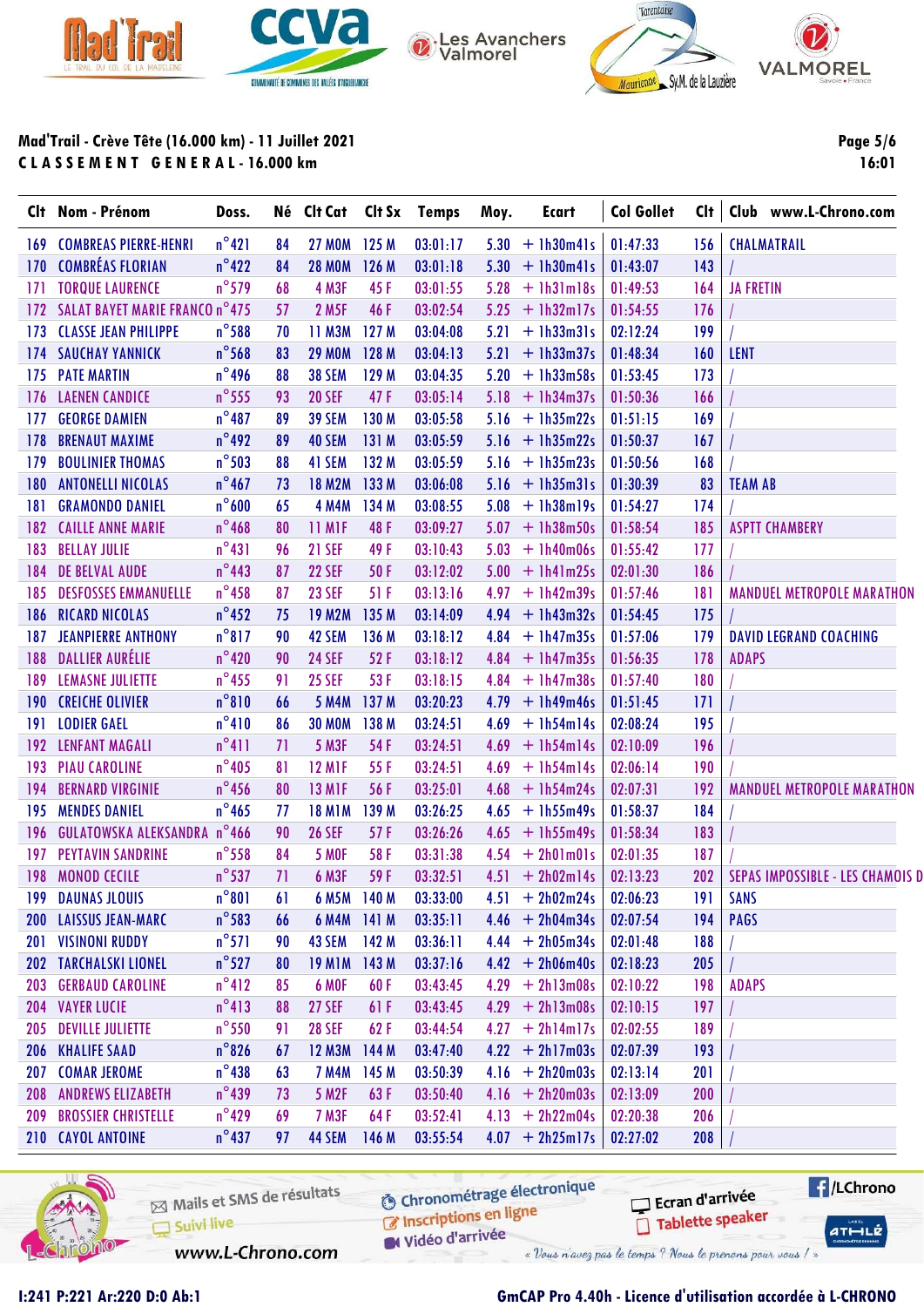## Mad'Trail - Crève Tête (16.000 km) - 11 Juillet 2021

**CLASSEMENT GENERAL - 16.000 km**

Page 5/6
16:01

| Clt | Nom - Prénom | Doss. | Né | Clt Cat | Clt Sx | Temps | Moy. | Ecart | Col Gollet | Clt | Club www.L-Chrono.com |
|---|---|---|---|---|---|---|---|---|---|---|---|
| 169 | COMBREAS PIERRE-HENRI | n°421 | 84 | 27 M0M | 125 M | 03:01:17 | 5.30 | + 1h30m41s | 01:47:33 | 156 | CHALMATRAIL |
| 170 | COMBRÉAS FLORIAN | n°422 | 84 | 28 M0M | 126 M | 03:01:18 | 5.30 | + 1h30m41s | 01:43:07 | 143 | / |
| 171 | TORQUE LAURENCE | n°579 | 68 | 4 M3F | 45 F | 03:01:55 | 5.28 | + 1h31m18s | 01:49:53 | 164 | JA FRETIN |
| 172 | SALAT BAYET MARIE FRANCO | n°475 | 57 | 2 M5F | 46 F | 03:02:54 | 5.25 | + 1h32m17s | 01:54:55 | 176 | / |
| 173 | CLASSE JEAN PHILIPPE | n°588 | 70 | 11 M3M | 127 M | 03:04:08 | 5.21 | + 1h33m31s | 02:12:24 | 199 | / |
| 174 | SAUCHAY YANNICK | n°568 | 83 | 29 M0M | 128 M | 03:04:13 | 5.21 | + 1h33m37s | 01:48:34 | 160 | LENT |
| 175 | PATE MARTIN | n°496 | 88 | 38 SEM | 129 M | 03:04:35 | 5.20 | + 1h33m58s | 01:53:45 | 173 | / |
| 176 | LAENEN CANDICE | n°555 | 93 | 20 SEF | 47 F | 03:05:14 | 5.18 | + 1h34m37s | 01:50:36 | 166 | / |
| 177 | GEORGE DAMIEN | n°487 | 89 | 39 SEM | 130 M | 03:05:58 | 5.16 | + 1h35m22s | 01:51:15 | 169 | / |
| 178 | BRENAUT MAXIME | n°492 | 89 | 40 SEM | 131 M | 03:05:59 | 5.16 | + 1h35m22s | 01:50:37 | 167 | / |
| 179 | BOULINIER THOMAS | n°503 | 88 | 41 SEM | 132 M | 03:05:59 | 5.16 | + 1h35m23s | 01:50:56 | 168 | / |
| 180 | ANTONELLI NICOLAS | n°467 | 73 | 18 M2M | 133 M | 03:06:08 | 5.16 | + 1h35m31s | 01:30:39 | 83 | TEAM AB |
| 181 | GRAMONDO DANIEL | n°600 | 65 | 4 M4M | 134 M | 03:08:55 | 5.08 | + 1h38m19s | 01:54:27 | 174 | / |
| 182 | CAILLE ANNE MARIE | n°468 | 80 | 11 M1F | 48 F | 03:09:27 | 5.07 | + 1h38m50s | 01:58:54 | 185 | ASPTT CHAMBERY |
| 183 | BELLAY JULIE | n°431 | 96 | 21 SEF | 49 F | 03:10:43 | 5.03 | + 1h40m06s | 01:55:42 | 177 | / |
| 184 | DE BELVAL AUDE | n°443 | 87 | 22 SEF | 50 F | 03:12:02 | 5.00 | + 1h41m25s | 02:01:30 | 186 | / |
| 185 | DESFOSSES EMMANUELLE | n°458 | 87 | 23 SEF | 51 F | 03:13:16 | 4.97 | + 1h42m39s | 01:57:46 | 181 | MANDUEL METROPOLE MARATHON |
| 186 | RICARD NICOLAS | n°452 | 75 | 19 M2M | 135 M | 03:14:09 | 4.94 | + 1h43m32s | 01:54:45 | 175 | / |
| 187 | JEANPIERRE ANTHONY | n°817 | 90 | 42 SEM | 136 M | 03:18:12 | 4.84 | + 1h47m35s | 01:57:06 | 179 | DAVID LEGRAND COACHING |
| 188 | DALLIER AURÉLIE | n°420 | 90 | 24 SEF | 52 F | 03:18:12 | 4.84 | + 1h47m35s | 01:56:35 | 178 | ADAPS |
| 189 | LEMASNE JULIETTE | n°455 | 91 | 25 SEF | 53 F | 03:18:15 | 4.84 | + 1h47m38s | 01:57:40 | 180 | / |
| 190 | CREICHE OLIVIER | n°810 | 66 | 5 M4M | 137 M | 03:20:23 | 4.79 | + 1h49m46s | 01:51:45 | 171 | / |
| 191 | LODIER GAEL | n°410 | 86 | 30 M0M | 138 M | 03:24:51 | 4.69 | + 1h54m14s | 02:08:24 | 195 | / |
| 192 | LENFANT MAGALI | n°411 | 71 | 5 M3F | 54 F | 03:24:51 | 4.69 | + 1h54m14s | 02:10:09 | 196 | / |
| 193 | PIAU CAROLINE | n°405 | 81 | 12 M1F | 55 F | 03:24:51 | 4.69 | + 1h54m14s | 02:06:14 | 190 | / |
| 194 | BERNARD VIRGINIE | n°456 | 80 | 13 M1F | 56 F | 03:25:01 | 4.68 | + 1h54m24s | 02:07:31 | 192 | MANDUEL METROPOLE MARATHON |
| 195 | MENDES DANIEL | n°465 | 77 | 18 M1M | 139 M | 03:26:25 | 4.65 | + 1h55m49s | 01:58:37 | 184 | / |
| 196 | GULATOWSKA ALEKSANDRA | n°466 | 90 | 26 SEF | 57 F | 03:26:26 | 4.65 | + 1h55m49s | 01:58:34 | 183 | / |
| 197 | PEYTAVIN SANDRINE | n°558 | 84 | 5 M0F | 58 F | 03:31:38 | 4.54 | + 2h01m01s | 02:01:35 | 187 | / |
| 198 | MONOD CECILE | n°537 | 71 | 6 M3F | 59 F | 03:32:51 | 4.51 | + 2h02m14s | 02:13:23 | 202 | SEPAS IMPOSSIBLE - LES CHAMOIS D |
| 199 | DAUNAS JLOUIS | n°801 | 61 | 6 M5M | 140 M | 03:33:00 | 4.51 | + 2h02m24s | 02:06:23 | 191 | SANS |
| 200 | LAISSUS JEAN-MARC | n°583 | 66 | 6 M4M | 141 M | 03:35:11 | 4.46 | + 2h04m34s | 02:07:54 | 194 | PAGS |
| 201 | VISINONI RUDDY | n°571 | 90 | 43 SEM | 142 M | 03:36:11 | 4.44 | + 2h05m34s | 02:01:48 | 188 | / |
| 202 | TARCHALSKI LIONEL | n°527 | 80 | 19 M1M | 143 M | 03:37:16 | 4.42 | + 2h06m40s | 02:18:23 | 205 | / |
| 203 | GERBAUD CAROLINE | n°412 | 85 | 6 M0F | 60 F | 03:43:45 | 4.29 | + 2h13m08s | 02:10:22 | 198 | ADAPS |
| 204 | VAYER LUCIE | n°413 | 88 | 27 SEF | 61 F | 03:43:45 | 4.29 | + 2h13m08s | 02:10:15 | 197 | / |
| 205 | DEVILLE JULIETTE | n°550 | 91 | 28 SEF | 62 F | 03:44:54 | 4.27 | + 2h14m17s | 02:02:55 | 189 | / |
| 206 | KHALIFE SAAD | n°826 | 67 | 12 M3M | 144 M | 03:47:40 | 4.22 | + 2h17m03s | 02:07:39 | 193 | / |
| 207 | COMAR JEROME | n°438 | 63 | 7 M4M | 145 M | 03:50:39 | 4.16 | + 2h20m03s | 02:13:14 | 201 | / |
| 208 | ANDREWS ELIZABETH | n°439 | 73 | 5 M2F | 63 F | 03:50:40 | 4.16 | + 2h20m03s | 02:13:09 | 200 | / |
| 209 | BROSSIER CHRISTELLE | n°429 | 69 | 7 M3F | 64 F | 03:52:41 | 4.13 | + 2h22m04s | 02:20:38 | 206 | / |
| 210 | CAYOL ANTOINE | n°437 | 97 | 44 SEM | 146 M | 03:55:54 | 4.07 | + 2h25m17s | 02:27:02 | 208 | / |

Mails et SMS de résultats — Suivi live — Chronométrage électronique — Inscriptions en ligne — Vidéo d'arrivée — Ecran d'arrivée — Tablette speaker — /LChrono

www.L-Chrono.com — « Vous n'avez pas le temps ? Nous le prenons pour vous ! »

I:241 P:221 Ar:220 D:0 Ab:1 — GmCAP Pro 4.40h - Licence d'utilisation accordée à L-CHRONO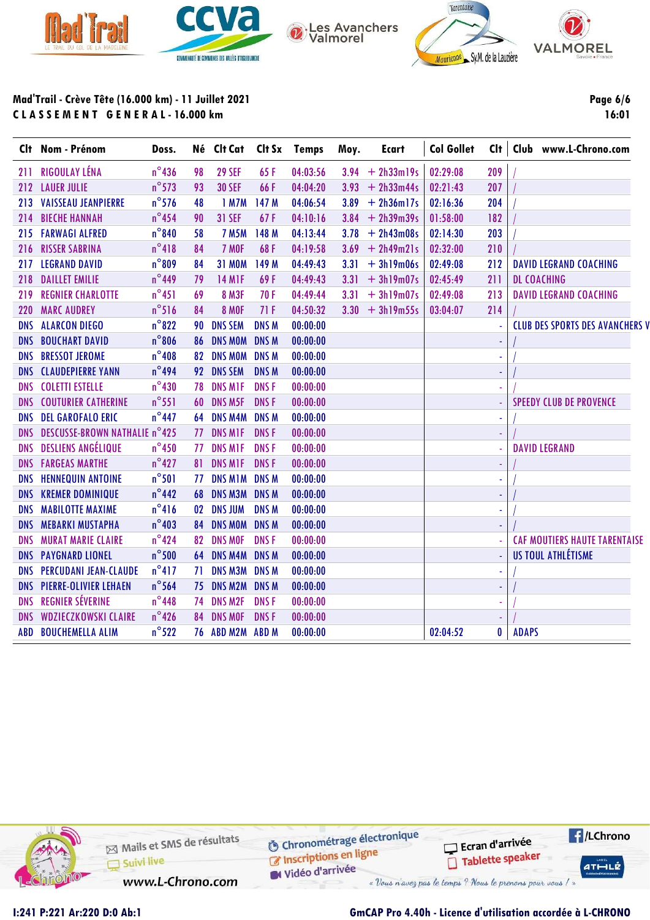**Mad'Trail - Crève Tête (16.000 km) - 11 Juillet 2021**

**CLASSEMENT GENERAL - 16.000 km**

16:01

| Clt | Nom - Prénom | Doss. | Né | Clt Cat | Clt Sx | Temps | Moy. | Ecart | Col Gollet | Clt | Club www.L-Chrono.com |
|---|---|---|---|---|---|---|---|---|---|---|---|
| 211 | RIGOULAY LÉNA | n°436 | 98 | 29 SEF | 65 F | 04:03:56 | 3.94 | + 2h33m19s | 02:29:08 | 209 | / |
| 212 | LAUER JULIE | n°573 | 93 | 30 SEF | 66 F | 04:04:20 | 3.93 | + 2h33m44s | 02:21:43 | 207 | / |
| 213 | VAISSEAU JEANPIERRE | n°576 | 48 | 1 M7M | 147 M | 04:06:54 | 3.89 | + 2h36m17s | 02:16:36 | 204 | / |
| 214 | BIECHE HANNAH | n°454 | 90 | 31 SEF | 67 F | 04:10:16 | 3.84 | + 2h39m39s | 01:58:00 | 182 | / |
| 215 | FARWAGI ALFRED | n°840 | 58 | 7 M5M | 148 M | 04:13:44 | 3.78 | + 2h43m08s | 02:14:30 | 203 | / |
| 216 | RISSER SABRINA | n°418 | 84 | 7 M0F | 68 F | 04:19:58 | 3.69 | + 2h49m21s | 02:32:00 | 210 | / |
| 217 | LEGRAND DAVID | n°809 | 84 | 31 M0M | 149 M | 04:49:43 | 3.31 | + 3h19m06s | 02:49:08 | 212 | DAVID LEGRAND COACHING |
| 218 | DAILLET EMILIE | n°449 | 79 | 14 M1F | 69 F | 04:49:43 | 3.31 | + 3h19m07s | 02:45:49 | 211 | DL COACHING |
| 219 | REGNIER CHARLOTTE | n°451 | 69 | 8 M3F | 70 F | 04:49:44 | 3.31 | + 3h19m07s | 02:49:08 | 213 | DAVID LEGRAND COACHING |
| 220 | MARC AUDREY | n°516 | 84 | 8 M0F | 71 F | 04:50:32 | 3.30 | + 3h19m55s | 03:04:07 | 214 | / |
| DNS | ALARCON DIEGO | n°822 | 90 | DNS SEM | DNS M | 00:00:00 | | | | - | CLUB DES SPORTS DES AVANCHERS V |
| DNS | BOUCHART DAVID | n°806 | 86 | DNS M0M | DNS M | 00:00:00 | | | | - | / |
| DNS | BRESSOT JEROME | n°408 | 82 | DNS M0M | DNS M | 00:00:00 | | | | - | / |
| DNS | CLAUDEPIERRE YANN | n°494 | 92 | DNS SEM | DNS M | 00:00:00 | | | | - | / |
| DNS | COLETTI ESTELLE | n°430 | 78 | DNS M1F | DNS F | 00:00:00 | | | | - | / |
| DNS | COUTURIER CATHERINE | n°551 | 60 | DNS M5F | DNS F | 00:00:00 | | | | - | SPEEDY CLUB DE PROVENCE |
| DNS | DEL GAROFALO ERIC | n°447 | 64 | DNS M4M | DNS M | 00:00:00 | | | | - | / |
| DNS | DESCUSSE-BROWN NATHALIE | n°425 | 77 | DNS M1F | DNS F | 00:00:00 | | | | - | / |
| DNS | DESLIENS ANGÉLIQUE | n°450 | 77 | DNS M1F | DNS F | 00:00:00 | | | | - | DAVID LEGRAND |
| DNS | FARGEAS MARTHE | n°427 | 81 | DNS M1F | DNS F | 00:00:00 | | | | - | / |
| DNS | HENNEQUIN ANTOINE | n°501 | 77 | DNS M1M | DNS M | 00:00:00 | | | | - | / |
| DNS | KREMER DOMINIQUE | n°442 | 68 | DNS M3M | DNS M | 00:00:00 | | | | - | / |
| DNS | MABILOTTE MAXIME | n°416 | 02 | DNS JUM | DNS M | 00:00:00 | | | | - | / |
| DNS | MEBARKI MUSTAPHA | n°403 | 84 | DNS M0M | DNS M | 00:00:00 | | | | - | / |
| DNS | MURAT MARIE CLAIRE | n°424 | 82 | DNS M0F | DNS F | 00:00:00 | | | | - | CAF MOUTIERS HAUTE TARENTAISE |
| DNS | PAYGNARD LIONEL | n°500 | 64 | DNS M4M | DNS M | 00:00:00 | | | | - | US TOUL ATHLÉTISME |
| DNS | PERCUDANI JEAN-CLAUDE | n°417 | 71 | DNS M3M | DNS M | 00:00:00 | | | | - | / |
| DNS | PIERRE-OLIVIER LEHAEN | n°564 | 75 | DNS M2M | DNS M | 00:00:00 | | | | - | / |
| DNS | REGNIER SÉVERINE | n°448 | 74 | DNS M2F | DNS F | 00:00:00 | | | | - | / |
| DNS | WDZIECZKOWSKI CLAIRE | n°426 | 84 | DNS M0F | DNS F | 00:00:00 | | | | - | / |
| ABD | BOUCHEMELLA ALIM | n°522 | 76 | ABD M2M | ABD M | 00:00:00 | | | 02:04:52 | 0 | ADAPS |

Mails et SMS de résultats · Suivi live · www.L-Chrono.com · Chronométrage électronique · Inscriptions en ligne · Vidéo d'arrivée · Ecran d'arrivée · Tablette speaker · /LChrono

« Vous n'avez pas le temps ? Nous le prenons pour vous ! »

I:241 P:221 Ar:220 D:0 Ab:1 — GmCAP Pro 4.40h - Licence d'utilisation accordée à L-CHRONO